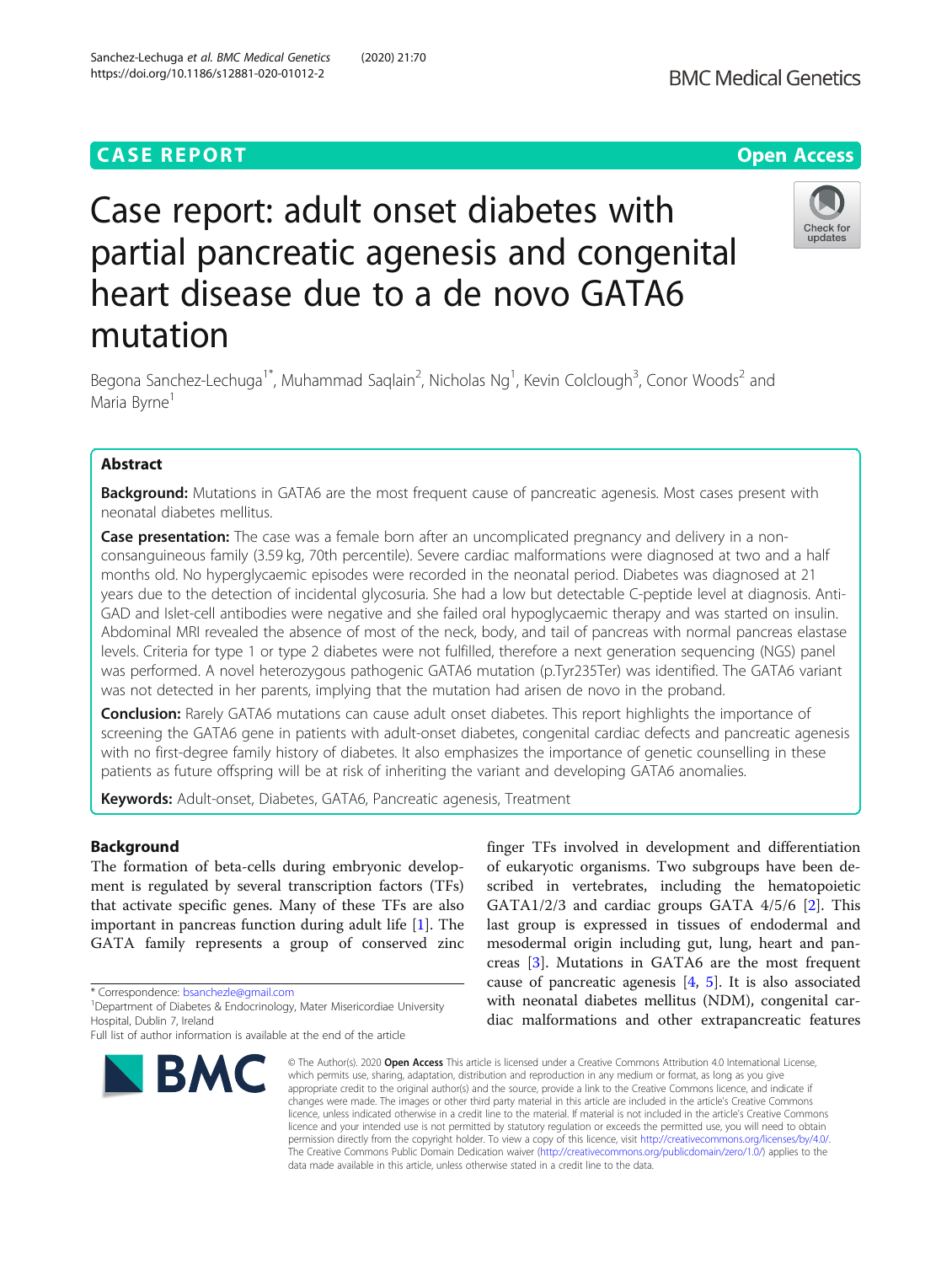CASE REPORT

Open Access

# Case report: adult onset diabetes with partial pancreatic agenesis and congenital heart disease due to a de novo GATA6 mutation

Begona Sanchez-Lechuga[1*], Muhammad Saqlain[2], Nicholas Ng[1], Kevin Colclough[3], Conor Woods[2] and Maria Byrne[1]

## Abstract

**Background:** Mutations in GATA6 are the most frequent cause of pancreatic agenesis. Most cases present with neonatal diabetes mellitus.

**Case presentation:** The case was a female born after an uncomplicated pregnancy and delivery in a non-consanguineous family (3.59 kg, 70th percentile). Severe cardiac malformations were diagnosed at two and a half months old. No hyperglycaemic episodes were recorded in the neonatal period. Diabetes was diagnosed at 21 years due to the detection of incidental glycosuria. She had a low but detectable C-peptide level at diagnosis. Anti-GAD and Islet-cell antibodies were negative and she failed oral hypoglycaemic therapy and was started on insulin. Abdominal MRI revealed the absence of most of the neck, body, and tail of pancreas with normal pancreas elastase levels. Criteria for type 1 or type 2 diabetes were not fulfilled, therefore a next generation sequencing (NGS) panel was performed. A novel heterozygous pathogenic GATA6 mutation (p.Tyr235Ter) was identified. The GATA6 variant was not detected in her parents, implying that the mutation had arisen de novo in the proband.

**Conclusion:** Rarely GATA6 mutations can cause adult onset diabetes. This report highlights the importance of screening the GATA6 gene in patients with adult-onset diabetes, congenital cardiac defects and pancreatic agenesis with no first-degree family history of diabetes. It also emphasizes the importance of genetic counselling in these patients as future offspring will be at risk of inheriting the variant and developing GATA6 anomalies.

**Keywords:** Adult-onset, Diabetes, GATA6, Pancreatic agenesis, Treatment

## Background

The formation of beta-cells during embryonic development is regulated by several transcription factors (TFs) that activate specific genes. Many of these TFs are also important in pancreas function during adult life [1]. The GATA family represents a group of conserved zinc finger TFs involved in development and differentiation of eukaryotic organisms. Two subgroups have been described in vertebrates, including the hematopoietic GATA1/2/3 and cardiac groups GATA 4/5/6 [2]. This last group is expressed in tissues of endodermal and mesodermal origin including gut, lung, heart and pancreas [3]. Mutations in GATA6 are the most frequent cause of pancreatic agenesis [4, 5]. It is also associated with neonatal diabetes mellitus (NDM), congenital cardiac malformations and other extrapancreatic features

\* Correspondence: bsanchezle@gmail.com
[1]Department of Diabetes & Endocrinology, Mater Misericordiae University Hospital, Dublin 7, Ireland
Full list of author information is available at the end of the article

© The Author(s). 2020 **Open Access** This article is licensed under a Creative Commons Attribution 4.0 International License, which permits use, sharing, adaptation, distribution and reproduction in any medium or format, as long as you give appropriate credit to the original author(s) and the source, provide a link to the Creative Commons licence, and indicate if changes were made. The images or other third party material in this article are included in the article's Creative Commons licence, unless indicated otherwise in a credit line to the material. If material is not included in the article's Creative Commons licence and your intended use is not permitted by statutory regulation or exceeds the permitted use, you will need to obtain permission directly from the copyright holder. To view a copy of this licence, visit http://creativecommons.org/licenses/by/4.0/. The Creative Commons Public Domain Dedication waiver (http://creativecommons.org/publicdomain/zero/1.0/) applies to the data made available in this article, unless otherwise stated in a credit line to the data.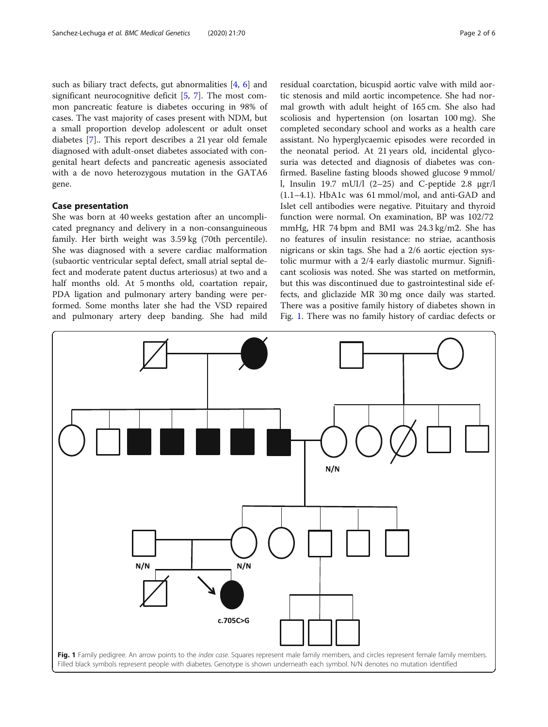such as biliary tract defects, gut abnormalities [4, 6] and significant neurocognitive deficit [5, 7]. The most common pancreatic feature is diabetes occuring in 98% of cases. The vast majority of cases present with NDM, but a small proportion develop adolescent or adult onset diabetes [7].. This report describes a 21 year old female diagnosed with adult-onset diabetes associated with congenital heart defects and pancreatic agenesis associated with a de novo heterozygous mutation in the GATA6 gene.

## Case presentation

She was born at 40 weeks gestation after an uncomplicated pregnancy and delivery in a non-consanguineous family. Her birth weight was 3.59 kg (70th percentile). She was diagnosed with a severe cardiac malformation (subaortic ventricular septal defect, small atrial septal defect and moderate patent ductus arteriosus) at two and a half months old. At 5 months old, coartation repair, PDA ligation and pulmonary artery banding were performed. Some months later she had the VSD repaired and pulmonary artery deep banding. She had mild residual coarctation, bicuspid aortic valve with mild aortic stenosis and mild aortic incompetence. She had normal growth with adult height of 165 cm. She also had scoliosis and hypertension (on losartan 100 mg). She completed secondary school and works as a health care assistant. No hyperglycaemic episodes were recorded in the neonatal period. At 21 years old, incidental glycosuria was detected and diagnosis of diabetes was confirmed. Baseline fasting bloods showed glucose 9 mmol/l, Insulin 19.7 mUI/l (2–25) and C-peptide 2.8 μgr/l (1.1–4.1). HbA1c was 61 mmol/mol, and anti-GAD and Islet cell antibodies were negative. Pituitary and thyroid function were normal. On examination, BP was 102/72 mmHg, HR 74 bpm and BMI was 24.3 kg/m2. She has no features of insulin resistance: no striae, acanthosis nigricans or skin tags. She had a 2/6 aortic ejection systolic murmur with a 2/4 early diastolic murmur. Significant scoliosis was noted. She was started on metformin, but this was discontinued due to gastrointestinal side effects, and gliclazide MR 30 mg once daily was started. There was a positive family history of diabetes shown in Fig. 1. There was no family history of cardiac defects or

**Fig. 1** Family pedigree. An arrow points to the *index case*. Squares represent male family members, and circles represent female family members. Filled black symbols represent people with diabetes. Genotype is shown underneath each symbol. N/N denotes no mutation identified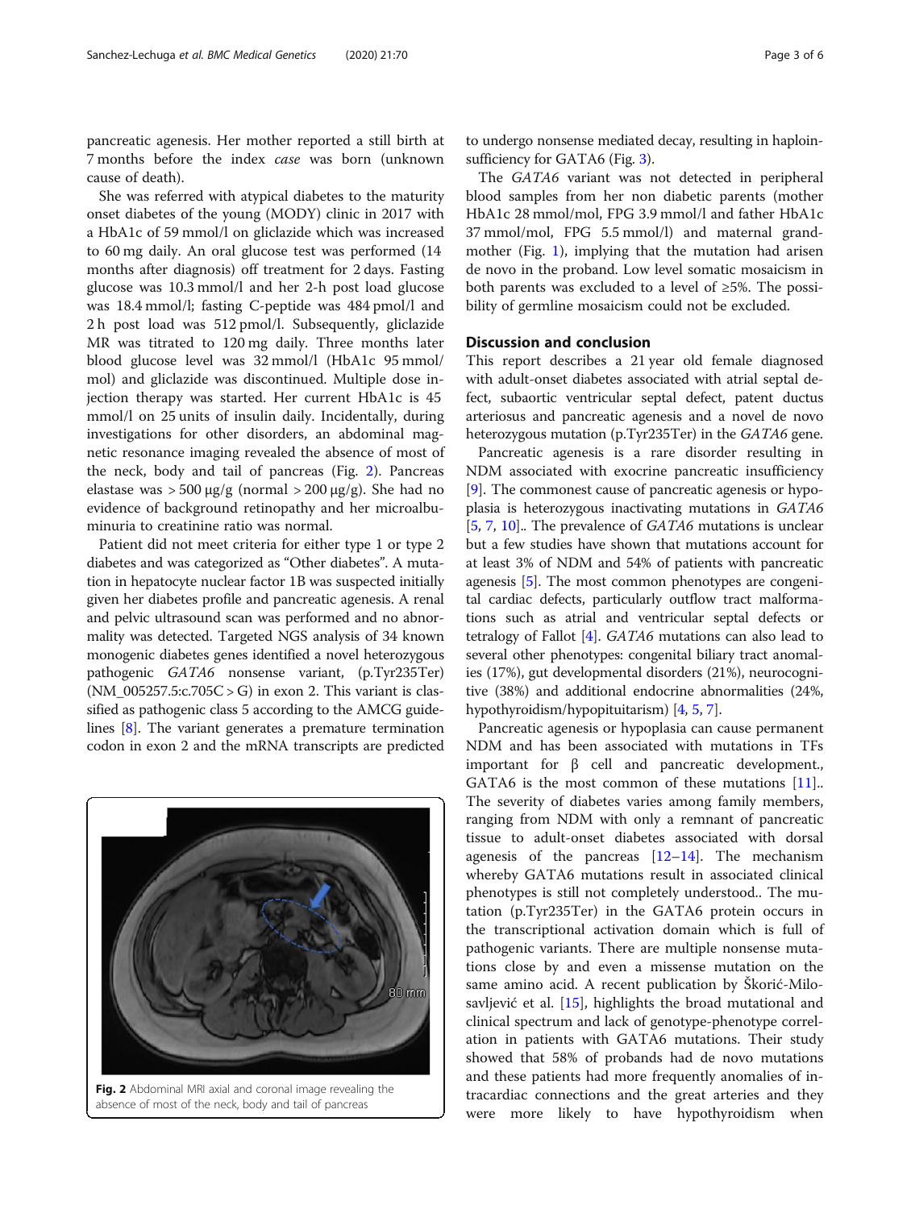pancreatic agenesis. Her mother reported a still birth at 7 months before the index *case* was born (unknown cause of death).

She was referred with atypical diabetes to the maturity onset diabetes of the young (MODY) clinic in 2017 with a HbA1c of 59 mmol/mol on gliclazide which was increased to 60 mg daily. An oral glucose test was performed (14 months after diagnosis) off treatment for 2 days. Fasting glucose was 10.3 mmol/l and her 2-h post load glucose was 18.4 mmol/l; fasting C-peptide was 484 pmol/l and 2 h post load was 512 pmol/l. Subsequently, gliclazide MR was titrated to 120 mg daily. Three months later blood glucose level was 32 mmol/l (HbA1c 95 mmol/mol) and gliclazide was discontinued. Multiple dose injection therapy was started. Her current HbA1c is 45 mmol/l on 25 units of insulin daily. Incidentally, during investigations for other disorders, an abdominal magnetic resonance imaging revealed the absence of most of the neck, body and tail of pancreas (Fig. 2). Pancreas elastase was > 500 μg/g (normal > 200 μg/g). She had no evidence of background retinopathy and her microalbuminuria to creatinine ratio was normal.

Patient did not meet criteria for either type 1 or type 2 diabetes and was categorized as "Other diabetes". A mutation in hepatocyte nuclear factor 1B was suspected initially given her diabetes profile and pancreatic agenesis. A renal and pelvic ultrasound scan was performed and no abnormality was detected. Targeted NGS analysis of 34 known monogenic diabetes genes identified a novel heterozygous pathogenic *GATA6* nonsense variant, (p.Tyr235Ter) (NM_005257.5:c.705C > G) in exon 2. This variant is classified as pathogenic class 5 according to the AMCG guidelines [8]. The variant generates a premature termination codon in exon 2 and the mRNA transcripts are predicted to undergo nonsense mediated decay, resulting in haploinsufficiency for GATA6 (Fig. 3).

The *GATA6* variant was not detected in peripheral blood samples from her non diabetic parents (mother HbA1c 28 mmol/mol, FPG 3.9 mmol/l and father HbA1c 37 mmol/mol, FPG 5.5 mmol/l) and maternal grandmother (Fig. 1), implying that the mutation had arisen de novo in the proband. Low level somatic mosaicism in both parents was excluded to a level of ≥5%. The possibility of germline mosaicism could not be excluded.

**Fig. 2** Abdominal MRI axial and coronal image revealing the absence of most of the neck, body and tail of pancreas

## Discussion and conclusion

This report describes a 21 year old female diagnosed with adult-onset diabetes associated with atrial septal defect, subaortic ventricular septal defect, patent ductus arteriosus and pancreatic agenesis and a novel de novo heterozygous mutation (p.Tyr235Ter) in the *GATA6* gene.

Pancreatic agenesis is a rare disorder resulting in NDM associated with exocrine pancreatic insufficiency [9]. The commonest cause of pancreatic agenesis or hypoplasia is heterozygous inactivating mutations in *GATA6* [5, 7, 10].. The prevalence of *GATA6* mutations is unclear but a few studies have shown that mutations account for at least 3% of NDM and 54% of patients with pancreatic agenesis [5]. The most common phenotypes are congenital cardiac defects, particularly outflow tract malformations such as atrial and ventricular septal defects or tetralogy of Fallot [4]. *GATA6* mutations can also lead to several other phenotypes: congenital biliary tract anomalies (17%), gut developmental disorders (21%), neurocognitive (38%) and additional endocrine abnormalities (24%, hypothyroidism/hypopituitarism) [4, 5, 7].

Pancreatic agenesis or hypoplasia can cause permanent NDM and has been associated with mutations in TFs important for β cell and pancreatic development., GATA6 is the most common of these mutations [11].. The severity of diabetes varies among family members, ranging from NDM with only a remnant of pancreatic tissue to adult-onset diabetes associated with dorsal agenesis of the pancreas [12–14]. The mechanism whereby GATA6 mutations result in associated clinical phenotypes is still not completely understood.. The mutation (p.Tyr235Ter) in the GATA6 protein occurs in the transcriptional activation domain which is full of pathogenic variants. There are multiple nonsense mutations close by and even a missense mutation on the same amino acid. A recent publication by Škorić-Milosavljević et al. [15], highlights the broad mutational and clinical spectrum and lack of genotype-phenotype correlation in patients with GATA6 mutations. Their study showed that 58% of probands had de novo mutations and these patients had more frequently anomalies of intracardiac connections and the great arteries and they were more likely to have hypothyroidism when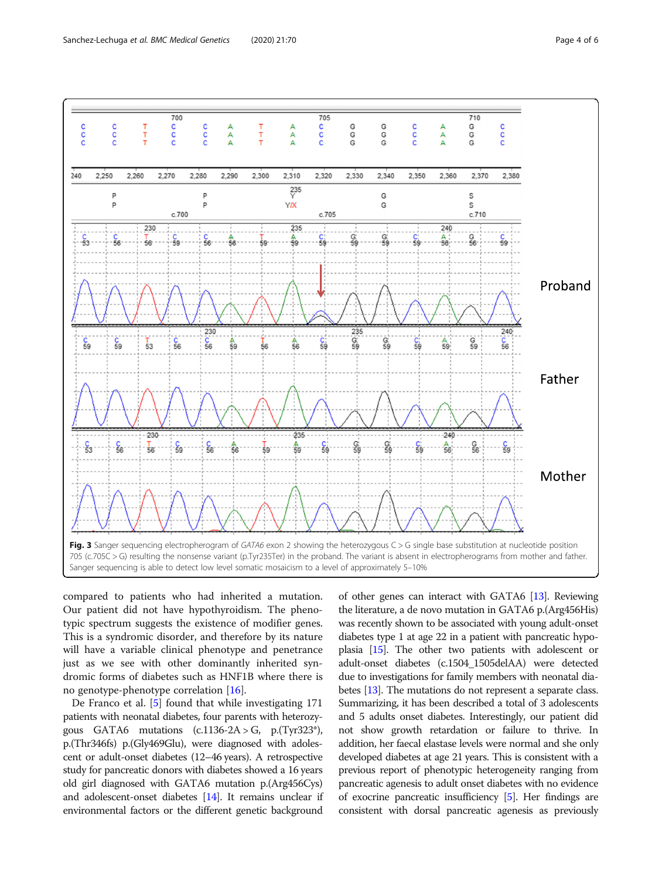**Fig. 3** Sanger sequencing electropherogram of *GATA6* exon 2 showing the heterozygous C > G single base substitution at nucleotide position 705 (c.705C > G) resulting the nonsense variant (p.Tyr235Ter) in the proband. The variant is absent in electropherograms from mother and father. Sanger sequencing is able to detect low level somatic mosaicism to a level of approximately 5–10%

compared to patients who had inherited a mutation. Our patient did not have hypothyroidism. The phenotypic spectrum suggests the existence of modifier genes. This is a syndromic disorder, and therefore by its nature will have a variable clinical phenotype and penetrance just as we see with other dominantly inherited syndromic forms of diabetes such as HNF1B where there is no genotype-phenotype correlation [16].

De Franco et al. [5] found that while investigating 171 patients with neonatal diabetes, four parents with heterozygous GATA6 mutations (c.1136-2A > G, p.(Tyr323*), p.(Thr346fs) p.(Gly469Glu), were diagnosed with adolescent or adult-onset diabetes (12–46 years). A retrospective study for pancreatic donors with diabetes showed a 16 years old girl diagnosed with GATA6 mutation p.(Arg456Cys) and adolescent-onset diabetes [14]. It remains unclear if environmental factors or the different genetic background of other genes can interact with GATA6 [13]. Reviewing the literature, a de novo mutation in GATA6 p.(Arg456His) was recently shown to be associated with young adult-onset diabetes type 1 at age 22 in a patient with pancreatic hypoplasia [15]. The other two patients with adolescent or adult-onset diabetes (c.1504_1505delAA) were detected due to investigations for family members with neonatal diabetes [13]. The mutations do not represent a separate class. Summarizing, it has been described a total of 3 adolescents and 5 adults onset diabetes. Interestingly, our patient did not show growth retardation or failure to thrive. In addition, her faecal elastase levels were normal and she only developed diabetes at age 21 years. This is consistent with a previous report of phenotypic heterogeneity ranging from pancreatic agenesis to adult onset diabetes with no evidence of exocrine pancreatic insufficiency [5]. Her findings are consistent with dorsal pancreatic agenesis as previously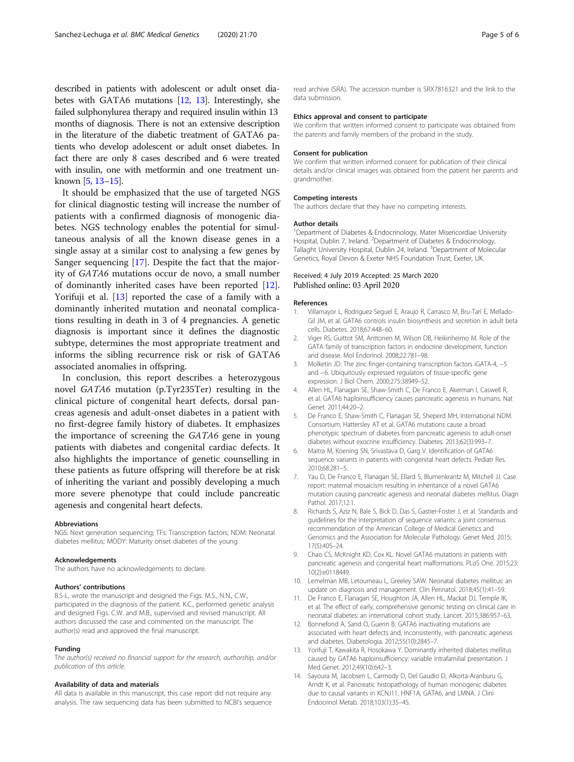described in patients with adolescent or adult onset diabetes with GATA6 mutations [12, 13]. Interestingly, she failed sulphonylurea therapy and required insulin within 13 months of diagnosis. There is not an extensive description in the literature of the diabetic treatment of GATA6 patients who develop adolescent or adult onset diabetes. In fact there are only 8 cases described and 6 were treated with insulin, one with metformin and one treatment unknown [5, 13–15].

It should be emphasized that the use of targeted NGS for clinical diagnostic testing will increase the number of patients with a confirmed diagnosis of monogenic diabetes. NGS technology enables the potential for simultaneous analysis of all the known disease genes in a single assay at a similar cost to analysing a few genes by Sanger sequencing [17]. Despite the fact that the majority of *GATA6* mutations occur de novo, a small number of dominantly inherited cases have been reported [12]. Yorifuji et al. [13] reported the case of a family with a dominantly inherited mutation and neonatal complications resulting in death in 3 of 4 pregnancies. A genetic diagnosis is important since it defines the diagnostic subtype, determines the most appropriate treatment and informs the sibling recurrence risk or risk of GATA6 associated anomalies in offspring.

In conclusion, this report describes a heterozygous novel *GATA6* mutation (p.Tyr235Ter) resulting in the clinical picture of congenital heart defects, dorsal pancreas agenesis and adult-onset diabetes in a patient with no first-degree family history of diabetes. It emphasizes the importance of screening the *GATA6* gene in young patients with diabetes and congenital cardiac defects. It also highlights the importance of genetic counselling in these patients as future offspring will therefore be at risk of inheriting the variant and possibly developing a much more severe phenotype that could include pancreatic agenesis and congenital heart defects.

#### Abbreviations
NGS: Next generation sequencing; TFs: Transcription factors; NDM: Neonatal diabetes mellitus; MODY: Maturity onset diabetes of the young

#### Acknowledgements
The authors have no acknowledgements to declare.

#### Authors' contributions
B.S-L, wrote the manuscript and designed the Figs. M.S., N.N., C.W., participated in the diagnosis of the patient. K.C., performed genetic analysis and designed Figs. C.W. and M.B., supervised and revised manuscript. All authors discussed the case and commented on the manuscript. The author(s) read and approved the final manuscript.

#### Funding
*The author(s) received no financial support for the research, authorship, and/or publication of this article.*

#### Availability of data and materials
All data is available in this manuscript, this case report did not require any analysis. The raw sequencing data has been submitted to NCBI's sequence read archive (SRA). The accession number is SRX7816321 and the link to the data submission.

#### Ethics approval and consent to participate
We confirm that written informed consent to participate was obtained from the parents and family members of the proband in the study.

#### Consent for publication
We confirm that written informed consent for publication of their clinical details and/or clinical images was obtained from the patient her parents and grandmother.

#### Competing interests
The authors declare that they have no competing interests.

#### Author details
[1]Department of Diabetes & Endocrinology, Mater Misericordiae University Hospital, Dublin 7, Ireland. [2]Department of Diabetes & Endocrinology, Tallaght University Hospital, Dublin 24, Ireland. [3]Department of Molecular Genetics, Royal Devon & Exeter NHS Foundation Trust, Exeter, UK.

Received: 4 July 2019 Accepted: 25 March 2020
Published online: 03 April 2020

#### References
1. Villamayor L, Rodriguez-Seguel E, Araujo R, Carrasco M, Bru-Tarí E, Mellado-Gil JM, et al. GATA6 controls insulin biosynthesis and secretion in adult beta cells. Diabetes. 2018;67:448–60.
2. Viger RS, Guittot SM, Anttonen M, Wilson DB, Heikinheimo M. Role of the GATA family of transcription factors in endocrine development, function and disease. Mol Endorinol. 2008;22:781–98.
3. Molketin JD. The zinc finger-containing transcription factors iGATA-4, −5 and −6. Ubiquitously expressed regulators of tissue-specific gene expression. J Biol Chem. 2000;275:38949–52.
4. Allen HL, Flanagan SE, Shaw-Smith C, De Franco E, Akerman I, Caswell R, et al. GATA6 haploinsufficiency causes pancreatic agenesis in humans. Nat Genet. 2011;44:20–2.
5. De Franco E, Shaw-Smith C, Flanagan SE, Sheperd MH, International NDM. Consortium, Hattersley AT et al. GATA6 mutations cause a broad phenotypic spectrum of diabetes from pancreatic agenesis to adult-onset diabetes without exocrine insufficiency. Diabetes. 2013;62(3):993–7.
6. Maitra M, Koening SN, Srivastava D, Garg V. Identification of GATA6 sequence variants in patients with congenital heart defects. Pediatr Res. 2010;68:281–5.
7. Yau D, De Franco E, Flanagan SE, Ellard S, Blumenkrantz M, Mitchell JJ. Case report: maternal mosaicism resulting in inheritance of a novel GATA6 mutation causing pancreatic agenesis and neonatal diabetes mellitus. Diagn Pathol. 2017;12:1.
8. Richards S, Aziz N, Bale S, Bick D, Das S, Gastier-Foster J, et al. Standards and guidelines for the interpretation of sequence variants: a joint consensus recommendation of the American College of Medical Genetics and Genomics and the Association for Molecular Pathology. Genet Med. 2015; 17(5):405–24.
9. Chao CS, McKnight KD, Cox KL. Novel GATA6 mutations in patients with pancreatic agenesis and congenital heart malformations. PLoS One. 2015;23: 10(2):e0118449.
10. Lemelman MB, Letourneau L, Greeley SAW. Neonatal diabetes mellitus: an update on diagnosis and management. Clin Perinatol. 2018;45(1):41–59.
11. De Franco E, Flanagan SE, Houghton JA, Allen HL, Mackat DJ, Temple IK, et al. The effect of early, comprehensive genomic testing on clinical care in neonatal diabetes: an international cohort study. Lancet. 2015;386:957–63.
12. Bonnefond A, Sand O, Guerin B. GATA6 inactivating mutations are associated with heart defects and, inconsistently, with pancreatic agenesis and diabetes. Diabetologia. 2012;55(10):2845–7.
13. Yorifuji T, Kawakita R, Hosokawa Y. Dominantly inherited diabetes mellitus caused by GATA6 haploinsufficiency: variable intrafamilial presentation. J Med Genet. 2012;49(10):642–3.
14. Sayoura M, Jacobsen L, Carmody D, Del Gaudio D, Alkorta-Aranburu G, Arndt K, et al. Pancreatic histopathology of human monogenic diabetes due to causal variants in KCNJ11, HNF1A, GATA6, and LMNA. J Clini Endocrinol Metab. 2018;103(1):35–45.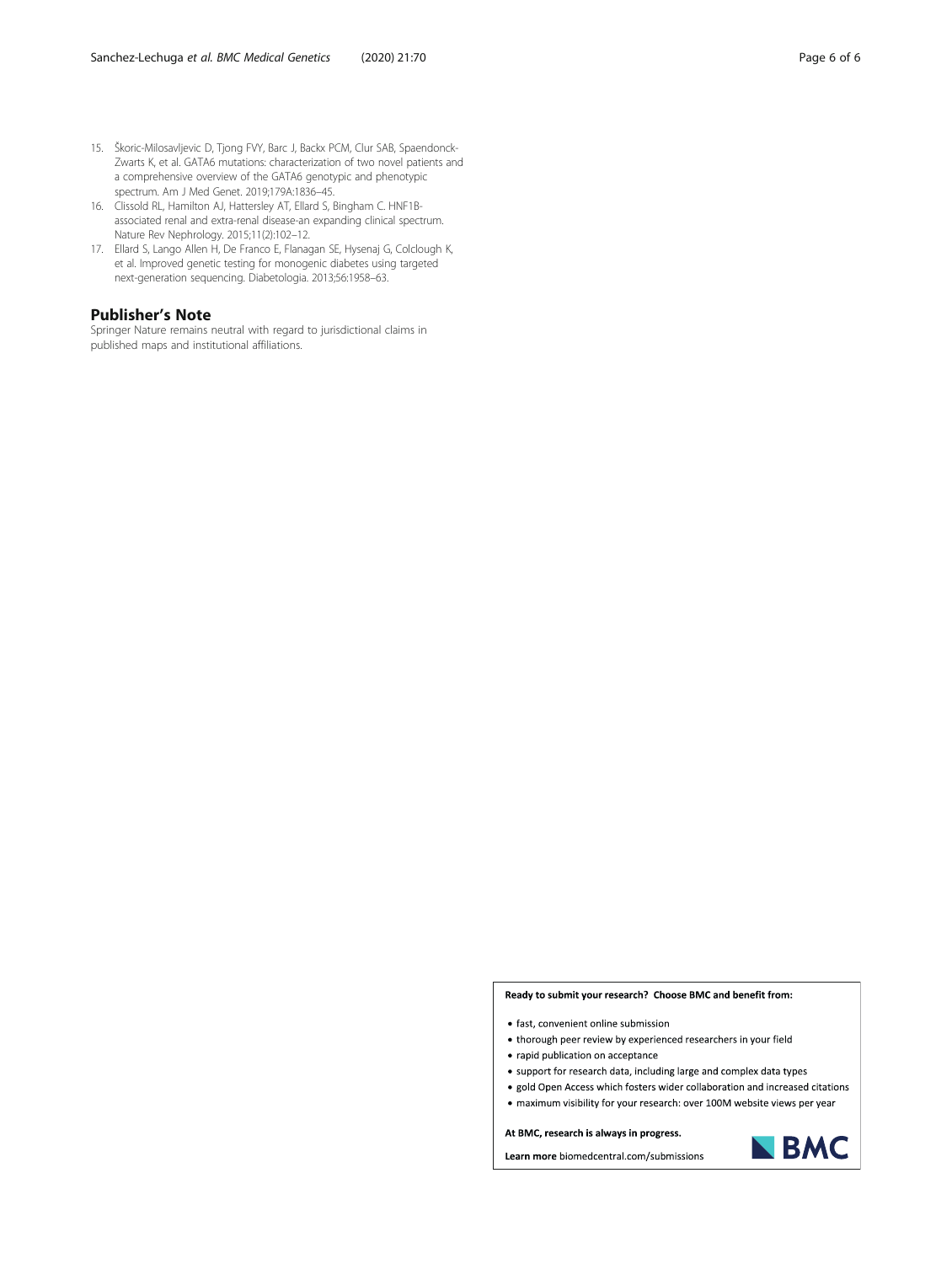15. Škoric-Milosavljevic D, Tjong FVY, Barc J, Backx PCM, Clur SAB, Spaendonck-Zwarts K, et al. GATA6 mutations: characterization of two novel patients and a comprehensive overview of the GATA6 genotypic and phenotypic spectrum. Am J Med Genet. 2019;179A:1836–45.
16. Clissold RL, Hamilton AJ, Hattersley AT, Ellard S, Bingham C. HNF1B-associated renal and extra-renal disease-an expanding clinical spectrum. Nature Rev Nephrology. 2015;11(2):102–12.
17. Ellard S, Lango Allen H, De Franco E, Flanagan SE, Hysenaj G, Colclough K, et al. Improved genetic testing for monogenic diabetes using targeted next-generation sequencing. Diabetologia. 2013;56:1958–63.

## Publisher's Note

Springer Nature remains neutral with regard to jurisdictional claims in published maps and institutional affiliations.

**Ready to submit your research? Choose BMC and benefit from:**

- fast, convenient online submission
- thorough peer review by experienced researchers in your field
- rapid publication on acceptance
- support for research data, including large and complex data types
- gold Open Access which fosters wider collaboration and increased citations
- maximum visibility for your research: over 100M website views per year

**At BMC, research is always in progress.**

**Learn more** biomedcentral.com/submissions

BMC